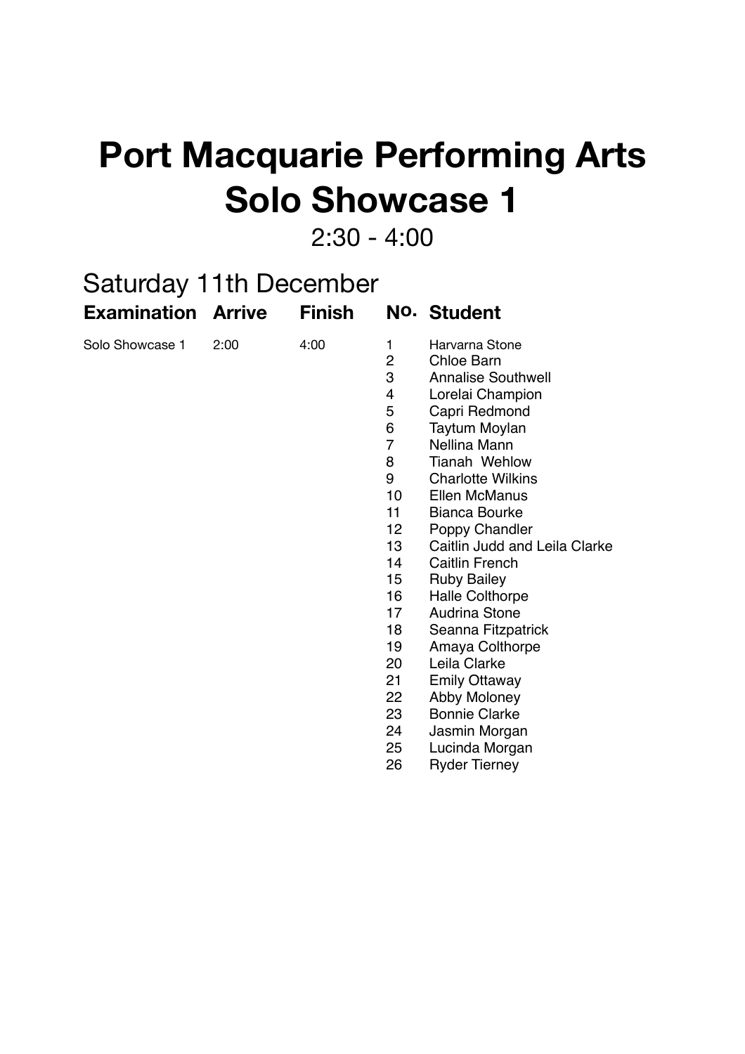# Port Macquarie Performing Arts
# Solo Showcase 1

2:30 - 4:00

## Saturday 11th December

| Examination | Arrive | Finish | No. | Student |
|---|---|---|---|---|
| Solo Showcase 1 | 2:00 | 4:00 | 1 | Harvarna Stone |
| | | | 2 | Chloe Barn |
| | | | 3 | Annalise Southwell |
| | | | 4 | Lorelai Champion |
| | | | 5 | Capri Redmond |
| | | | 6 | Taytum Moylan |
| | | | 7 | Nellina Mann |
| | | | 8 | Tianah  Wehlow |
| | | | 9 | Charlotte Wilkins |
| | | | 10 | Ellen McManus |
| | | | 11 | Bianca Bourke |
| | | | 12 | Poppy Chandler |
| | | | 13 | Caitlin Judd and Leila Clarke |
| | | | 14 | Caitlin French |
| | | | 15 | Ruby Bailey |
| | | | 16 | Halle Colthorpe |
| | | | 17 | Audrina Stone |
| | | | 18 | Seanna Fitzpatrick |
| | | | 19 | Amaya Colthorpe |
| | | | 20 | Leila Clarke |
| | | | 21 | Emily Ottaway |
| | | | 22 | Abby Moloney |
| | | | 23 | Bonnie Clarke |
| | | | 24 | Jasmin Morgan |
| | | | 25 | Lucinda Morgan |
| | | | 26 | Ryder Tierney |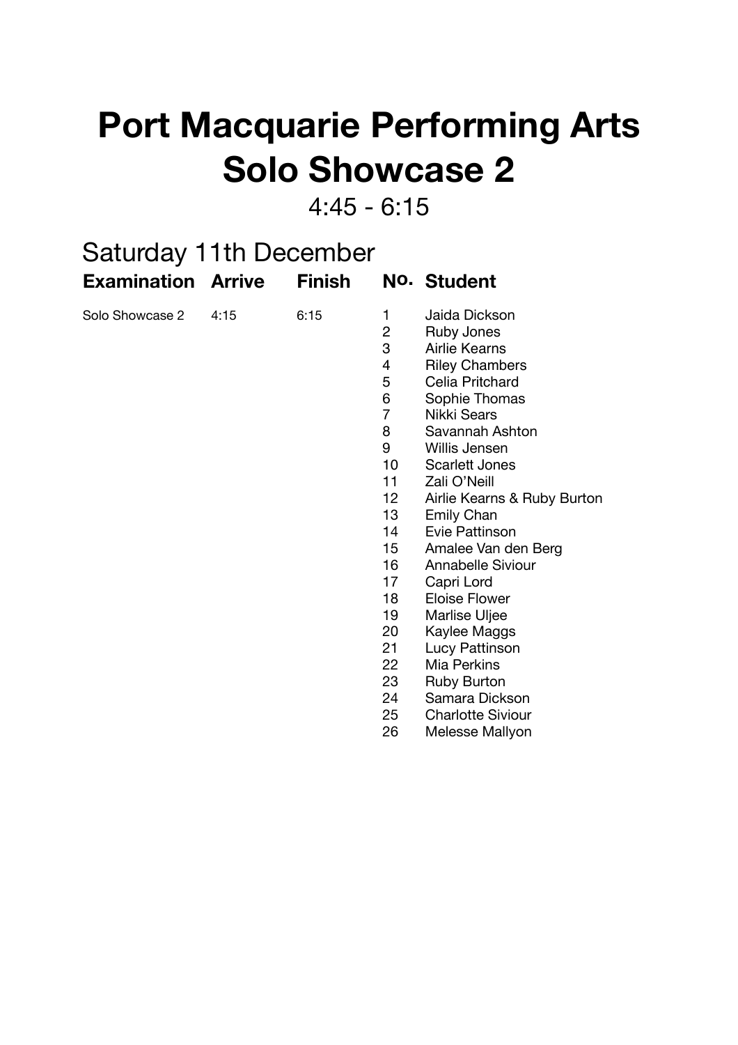# Port Macquarie Performing Arts Solo Showcase 2

4:45 - 6:15

## Saturday 11th December

| Examination | Arrive | Finish | No. | Student |
|---|---|---|---|---|
| Solo Showcase 2 | 4:15 | 6:15 | 1 | Jaida Dickson |
| | | | 2 | Ruby Jones |
| | | | 3 | Airlie Kearns |
| | | | 4 | Riley Chambers |
| | | | 5 | Celia Pritchard |
| | | | 6 | Sophie Thomas |
| | | | 7 | Nikki Sears |
| | | | 8 | Savannah Ashton |
| | | | 9 | Willis Jensen |
| | | | 10 | Scarlett Jones |
| | | | 11 | Zali O'Neill |
| | | | 12 | Airlie Kearns & Ruby Burton |
| | | | 13 | Emily Chan |
| | | | 14 | Evie Pattinson |
| | | | 15 | Amalee Van den Berg |
| | | | 16 | Annabelle Siviour |
| | | | 17 | Capri Lord |
| | | | 18 | Eloise Flower |
| | | | 19 | Marlise Uljee |
| | | | 20 | Kaylee Maggs |
| | | | 21 | Lucy Pattinson |
| | | | 22 | Mia Perkins |
| | | | 23 | Ruby Burton |
| | | | 24 | Samara Dickson |
| | | | 25 | Charlotte Siviour |
| | | | 26 | Melesse Mallyon |